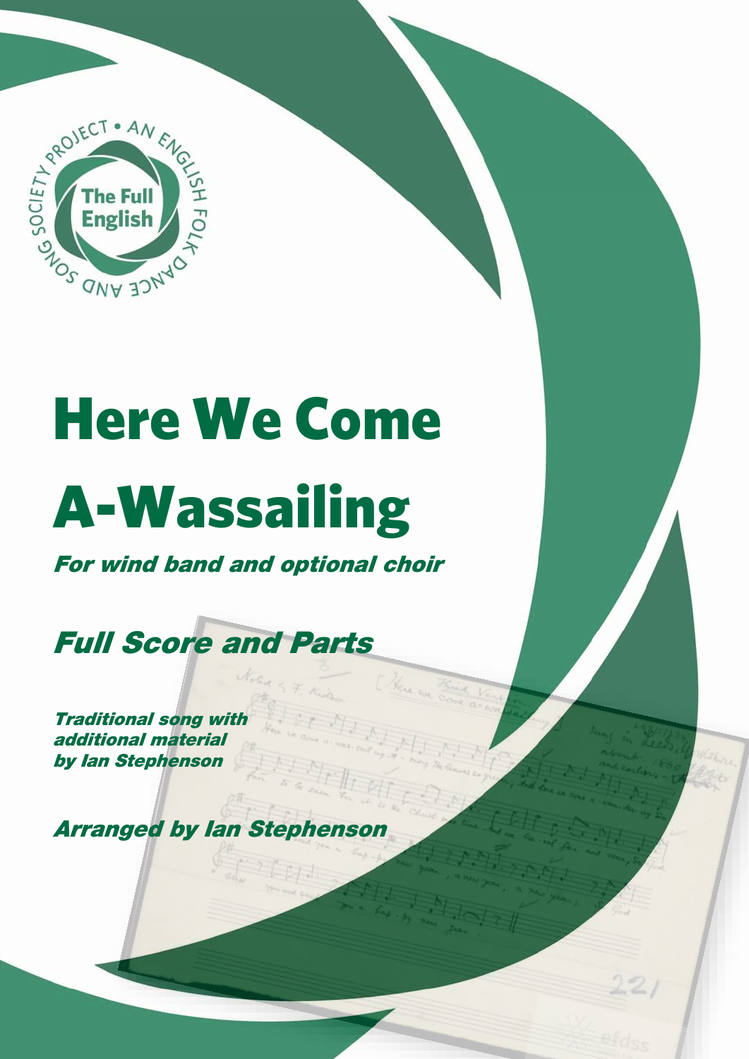# Here We Come A-Wassailing

***For wind band and optional choir***

## *Full Score and Parts*

***Traditional song with additional material by Ian Stephenson***

***Arranged by Ian Stephenson***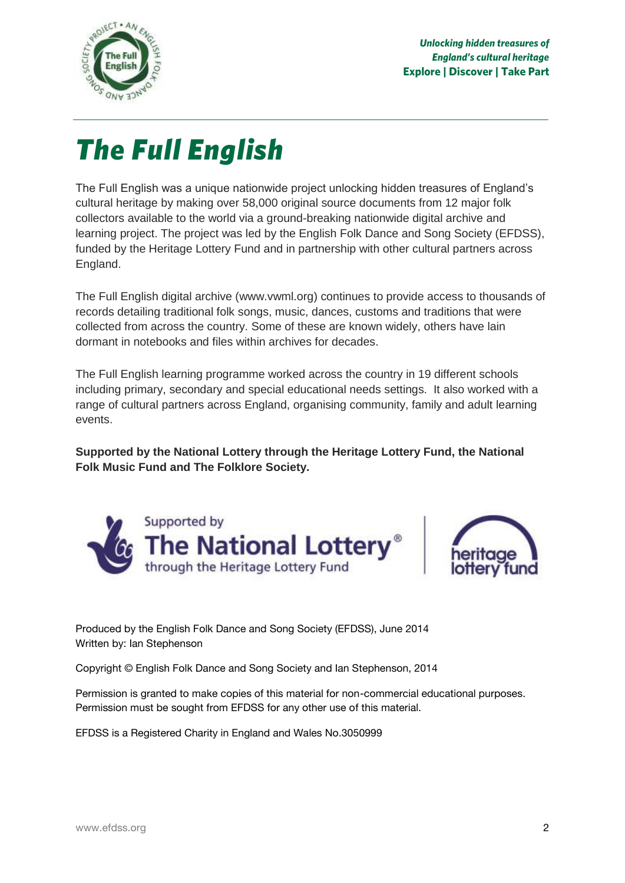*Unlocking hidden treasures of England's cultural heritage*
**Explore | Discover | Take Part**

# *The Full English*

The Full English was a unique nationwide project unlocking hidden treasures of England's cultural heritage by making over 58,000 original source documents from 12 major folk collectors available to the world via a ground-breaking nationwide digital archive and learning project. The project was led by the English Folk Dance and Song Society (EFDSS), funded by the Heritage Lottery Fund and in partnership with other cultural partners across England.

The Full English digital archive (www.vwml.org) continues to provide access to thousands of records detailing traditional folk songs, music, dances, customs and traditions that were collected from across the country. Some of these are known widely, others have lain dormant in notebooks and files within archives for decades.

The Full English learning programme worked across the country in 19 different schools including primary, secondary and special educational needs settings. It also worked with a range of cultural partners across England, organising community, family and adult learning events.

**Supported by the National Lottery through the Heritage Lottery Fund, the National Folk Music Fund and The Folklore Society.**

Supported by The National Lottery® through the Heritage Lottery Fund

heritage lottery fund

Produced by the English Folk Dance and Song Society (EFDSS), June 2014
Written by: Ian Stephenson

Copyright © English Folk Dance and Song Society and Ian Stephenson, 2014

Permission is granted to make copies of this material for non-commercial educational purposes. Permission must be sought from EFDSS for any other use of this material.

EFDSS is a Registered Charity in England and Wales No.3050999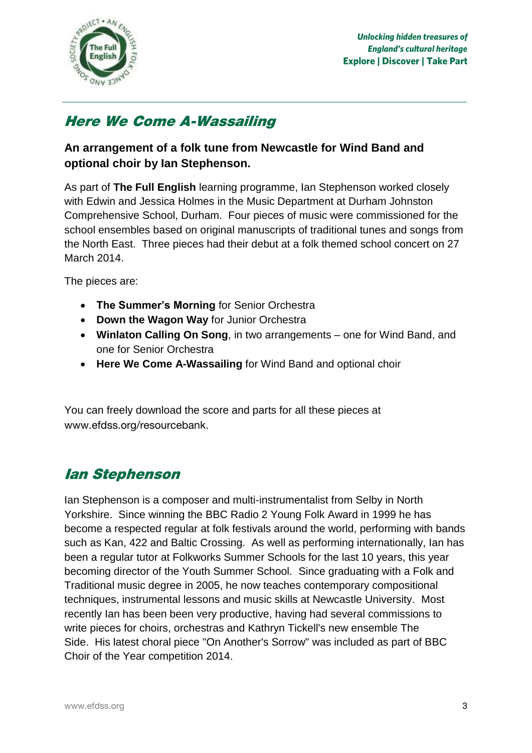## Here We Come A-Wassailing

**An arrangement of a folk tune from Newcastle for Wind Band and optional choir by Ian Stephenson.**

As part of **The Full English** learning programme, Ian Stephenson worked closely with Edwin and Jessica Holmes in the Music Department at Durham Johnston Comprehensive School, Durham. Four pieces of music were commissioned for the school ensembles based on original manuscripts of traditional tunes and songs from the North East. Three pieces had their debut at a folk themed school concert on 27 March 2014.

The pieces are:

- **The Summer's Morning** for Senior Orchestra
- **Down the Wagon Way** for Junior Orchestra
- **Winlaton Calling On Song**, in two arrangements – one for Wind Band, and one for Senior Orchestra
- **Here We Come A-Wassailing** for Wind Band and optional choir

You can freely download the score and parts for all these pieces at www.efdss.org/resourcebank.

## Ian Stephenson

Ian Stephenson is a composer and multi-instrumentalist from Selby in North Yorkshire. Since winning the BBC Radio 2 Young Folk Award in 1999 he has become a respected regular at folk festivals around the world, performing with bands such as Kan, 422 and Baltic Crossing. As well as performing internationally, Ian has been a regular tutor at Folkworks Summer Schools for the last 10 years, this year becoming director of the Youth Summer School. Since graduating with a Folk and Traditional music degree in 2005, he now teaches contemporary compositional techniques, instrumental lessons and music skills at Newcastle University. Most recently Ian has been been very productive, having had several commissions to write pieces for choirs, orchestras and Kathryn Tickell's new ensemble The Side. His latest choral piece "On Another's Sorrow" was included as part of BBC Choir of the Year competition 2014.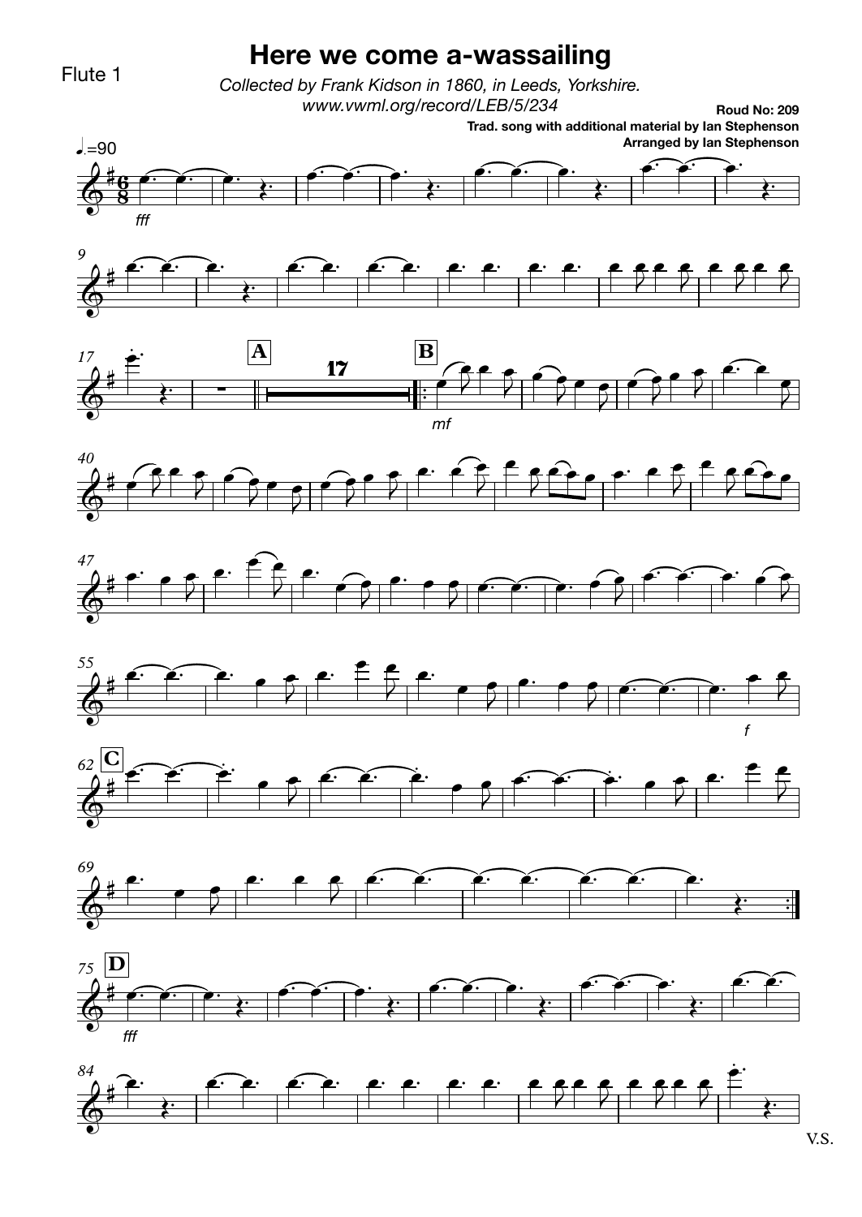Flute 1

# Here we come a-wassailing

*Collected by Frank Kidson in 1860, in Leeds, Yorkshire.*
*www.vwml.org/record/LEB/5/234*

**Roud No: 209**
**Trad. song with additional material by Ian Stephenson**
**Arranged by Ian Stephenson**

V.S.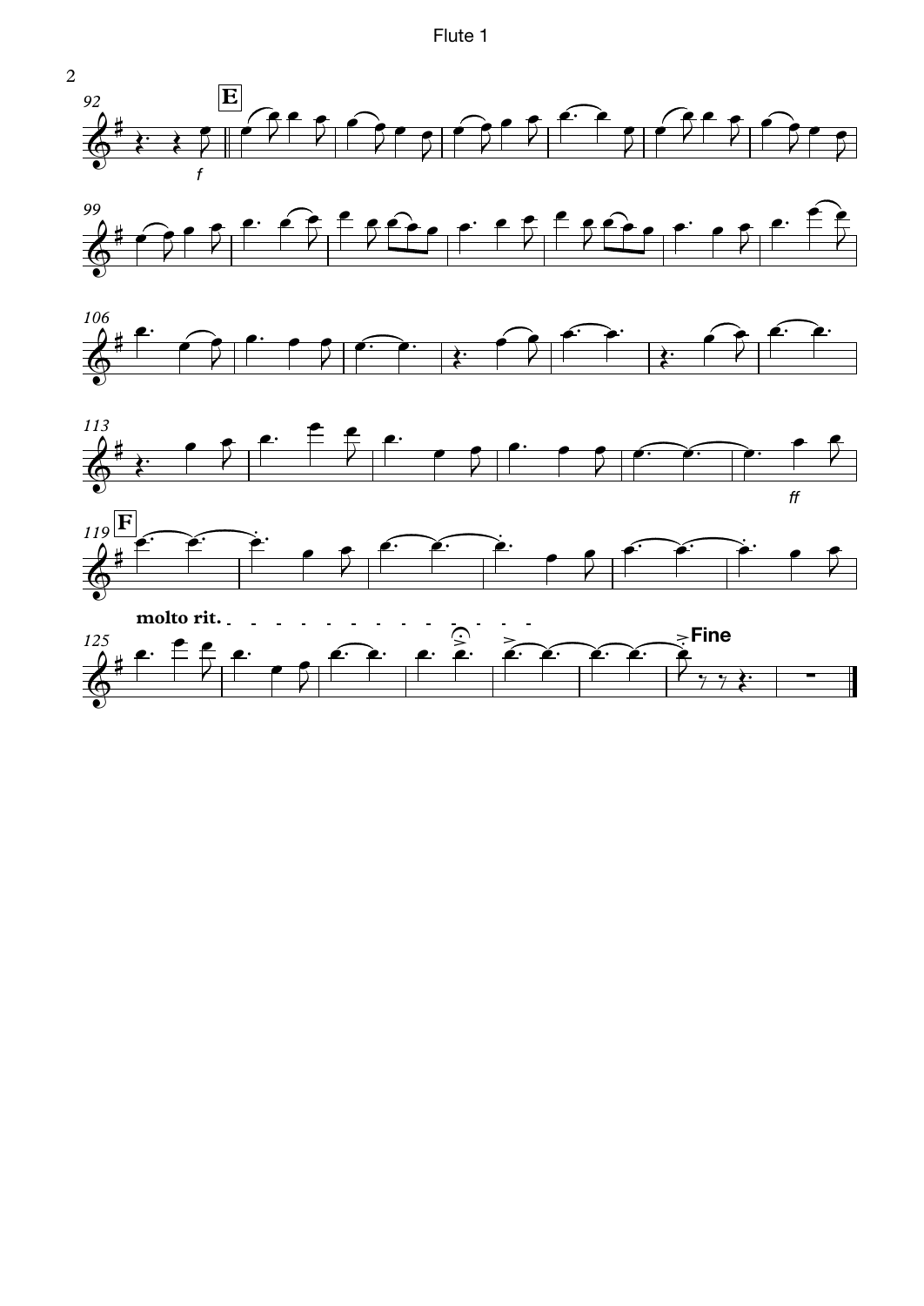**E**

*f*

**F**

*ff*

**molto rit.**

**Fine**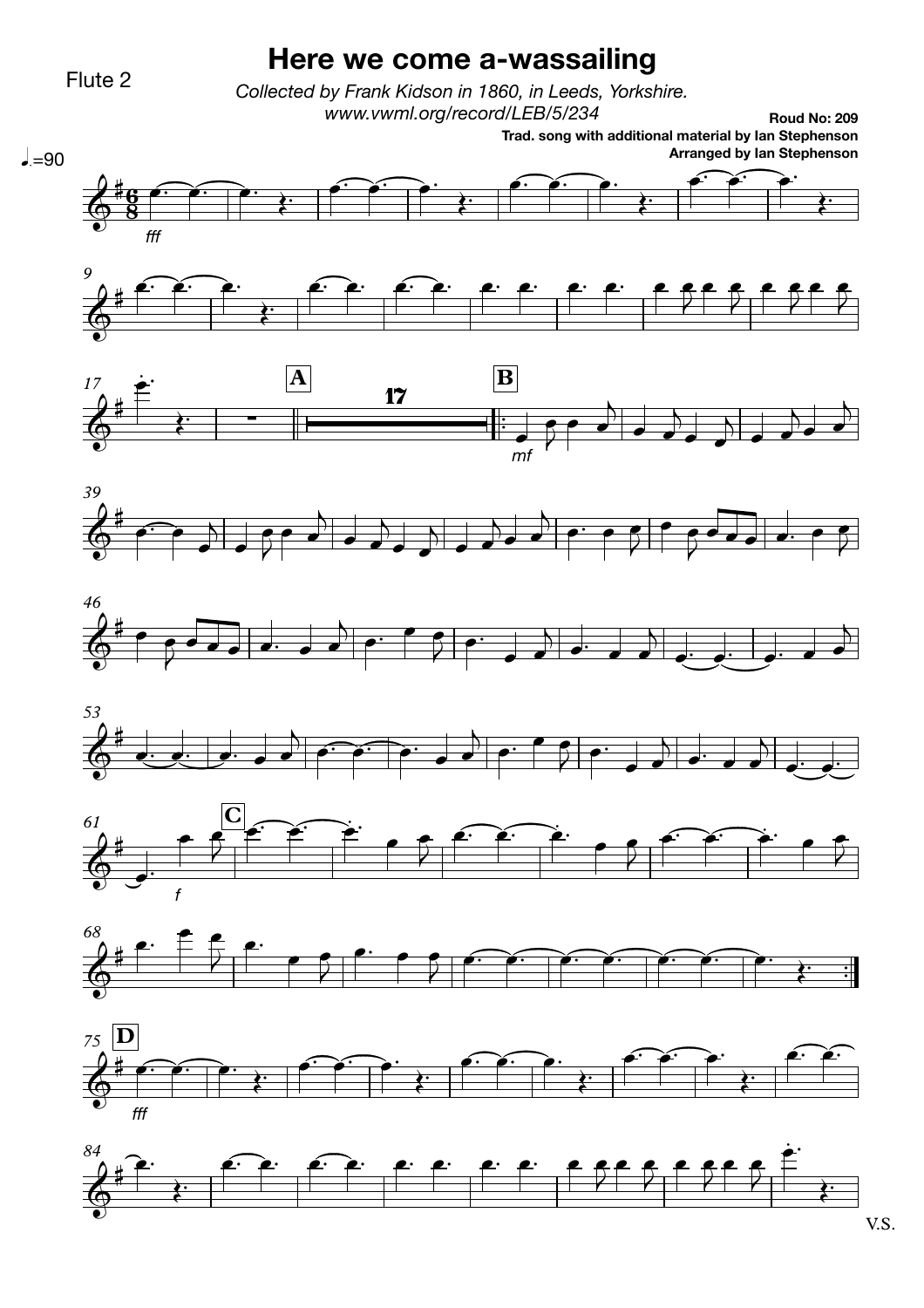Flute 2

# Here we come a-wassailing

*Collected by Frank Kidson in 1860, in Leeds, Yorkshire.*
*www.vwml.org/record/LEB/5/234*

**Roud No: 209**
**Trad. song with additional material by Ian Stephenson**
**Arranged by Ian Stephenson**

V.S.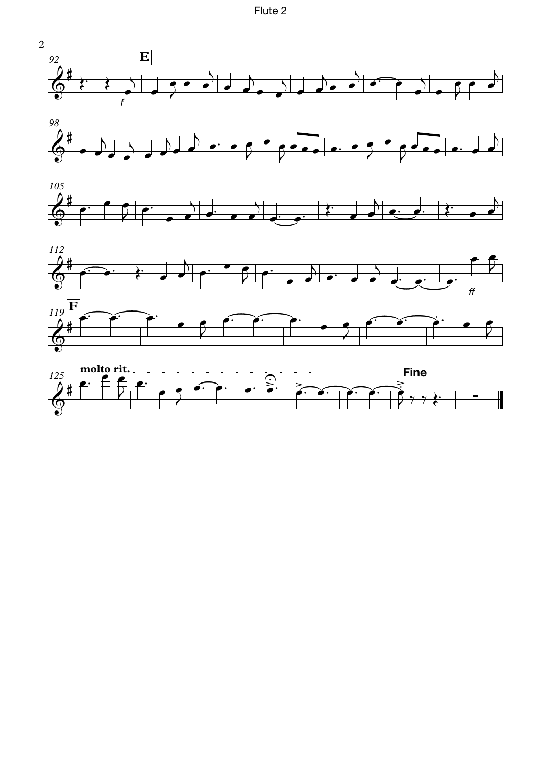Flute 2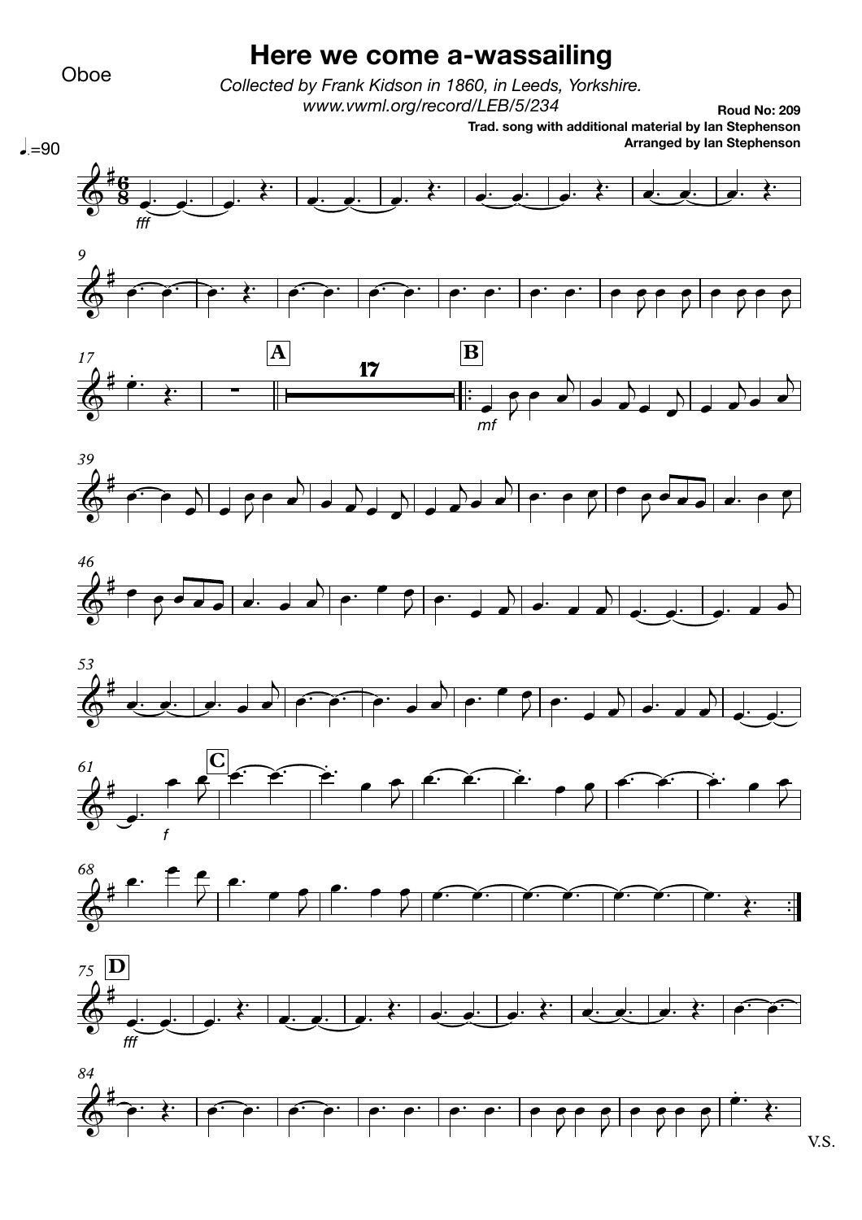Oboe

# Here we come a-wassailing

*Collected by Frank Kidson in 1860, in Leeds, Yorkshire.*
*www.vwml.org/record/LEB/5/234*

**Roud No: 209**
**Trad. song with additional material by Ian Stephenson**
**Arranged by Ian Stephenson**

V.S.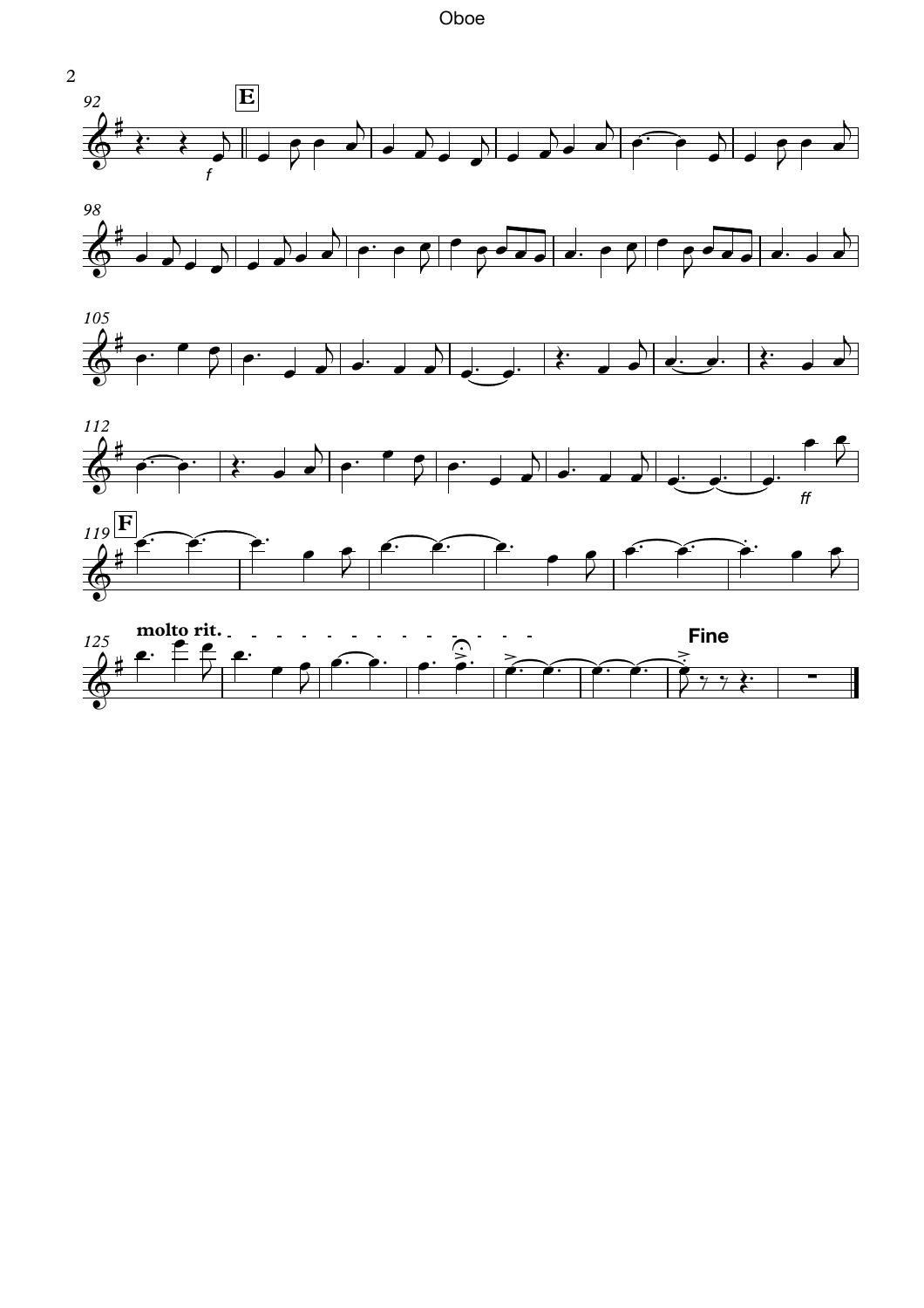Oboe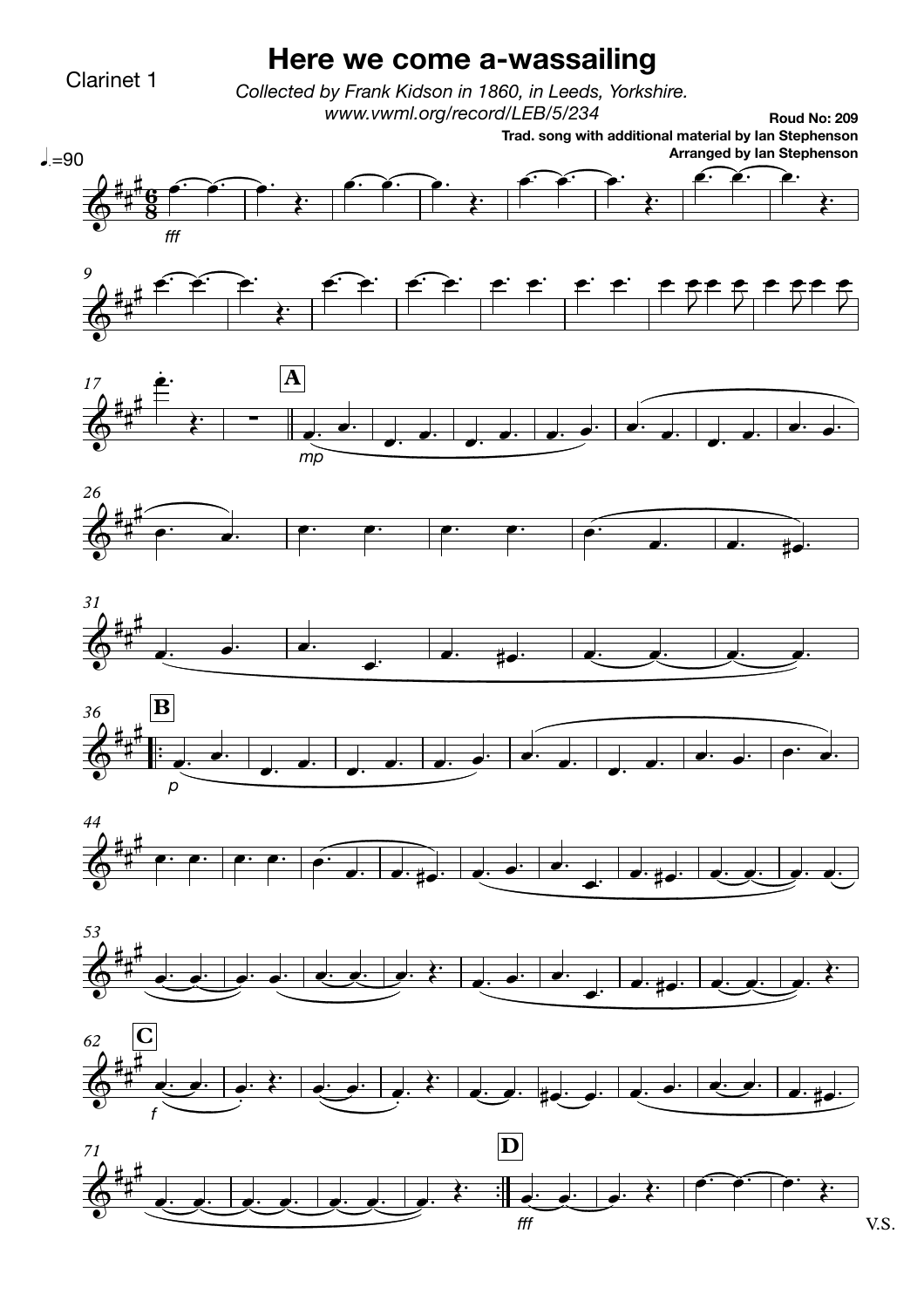Clarinet 1

# Here we come a-wassailing

*Collected by Frank Kidson in 1860, in Leeds, Yorkshire.*
*www.vwml.org/record/LEB/5/234*

**Roud No: 209**
**Trad. song with additional material by Ian Stephenson**
**Arranged by Ian Stephenson**

♩.=90

V.S.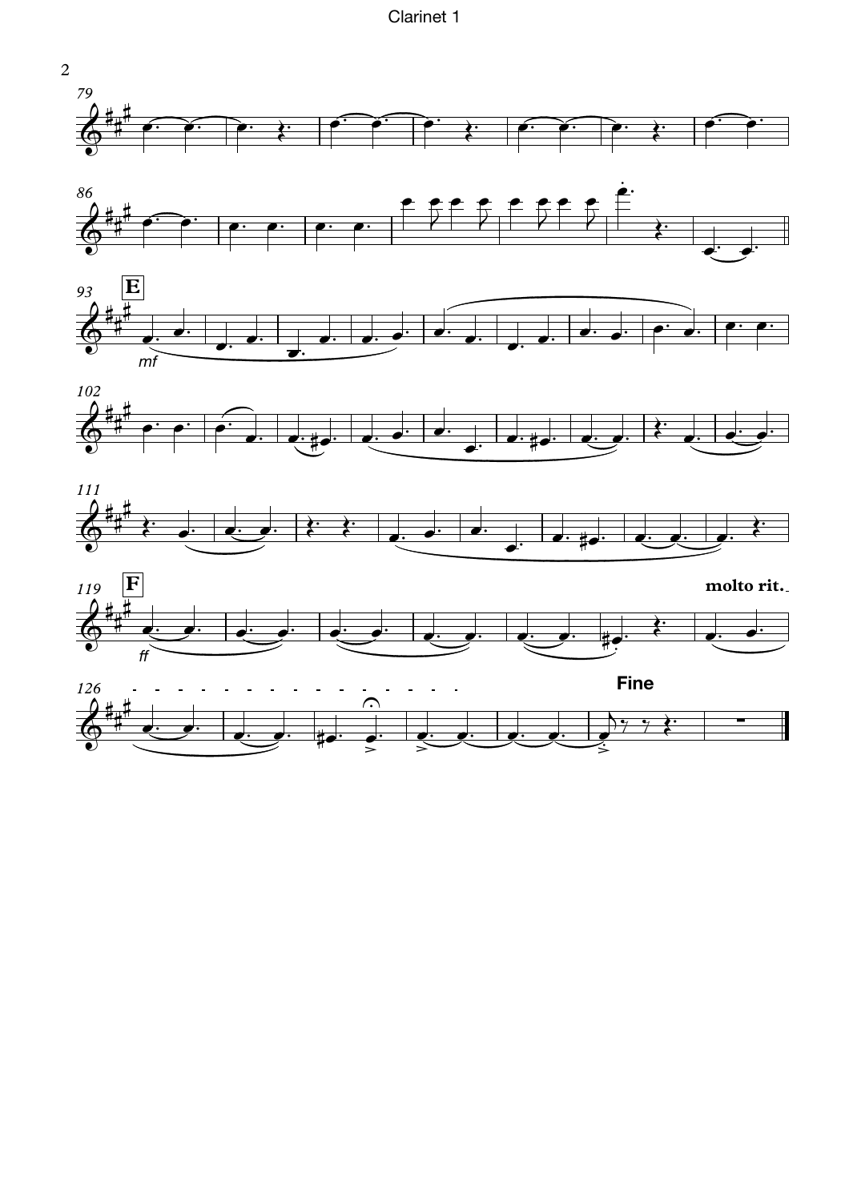Clarinet 1

E

*mf*

F

*ff*

**molto rit.**

**Fine**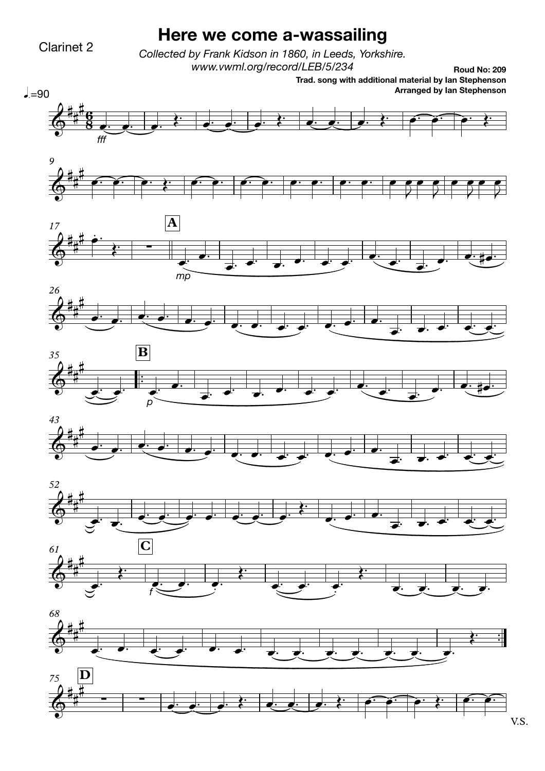Clarinet 2

# Here we come a-wassailing

*Collected by Frank Kidson in 1860, in Leeds, Yorkshire.*
*www.vwml.org/record/LEB/5/234*

**Roud No: 209**
**Trad. song with additional material by Ian Stephenson**
**Arranged by Ian Stephenson**

♩.=90

V.S.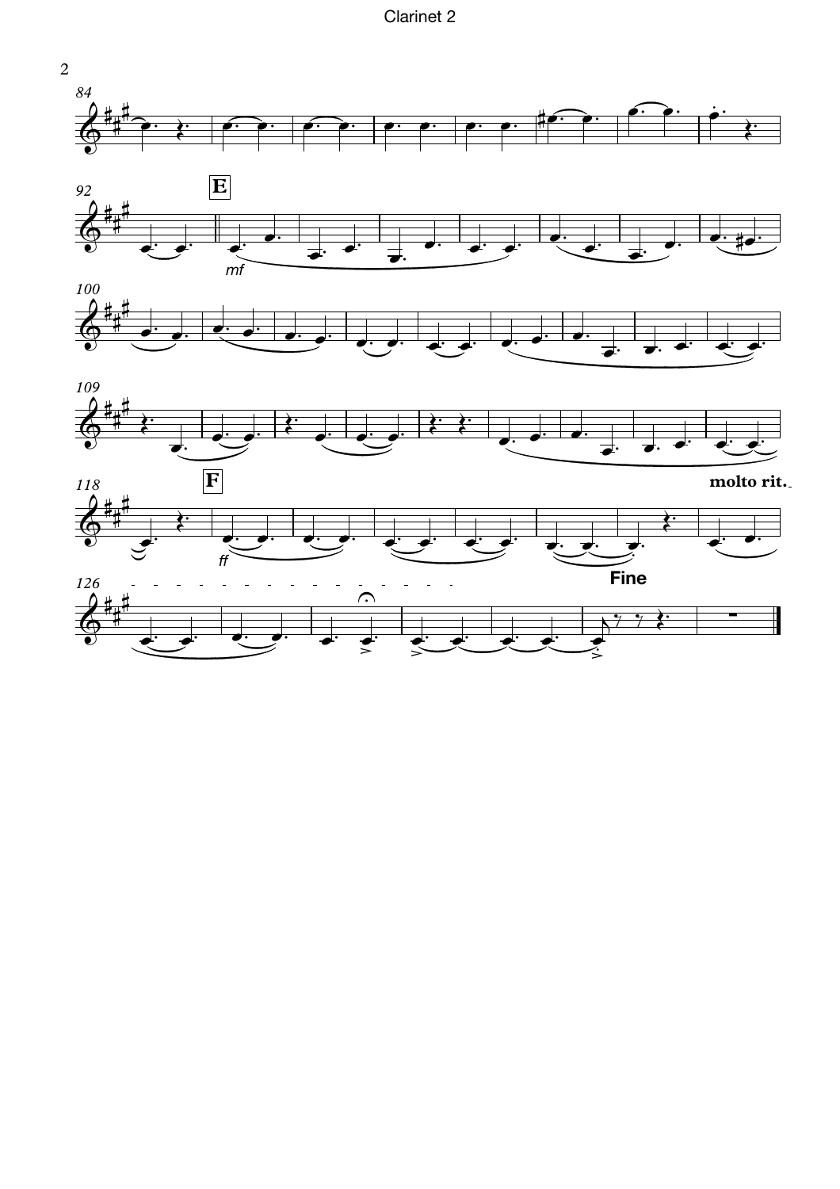Clarinet 2

**E**

*mf*

**F**

*ff*

**molto rit.**

**Fine**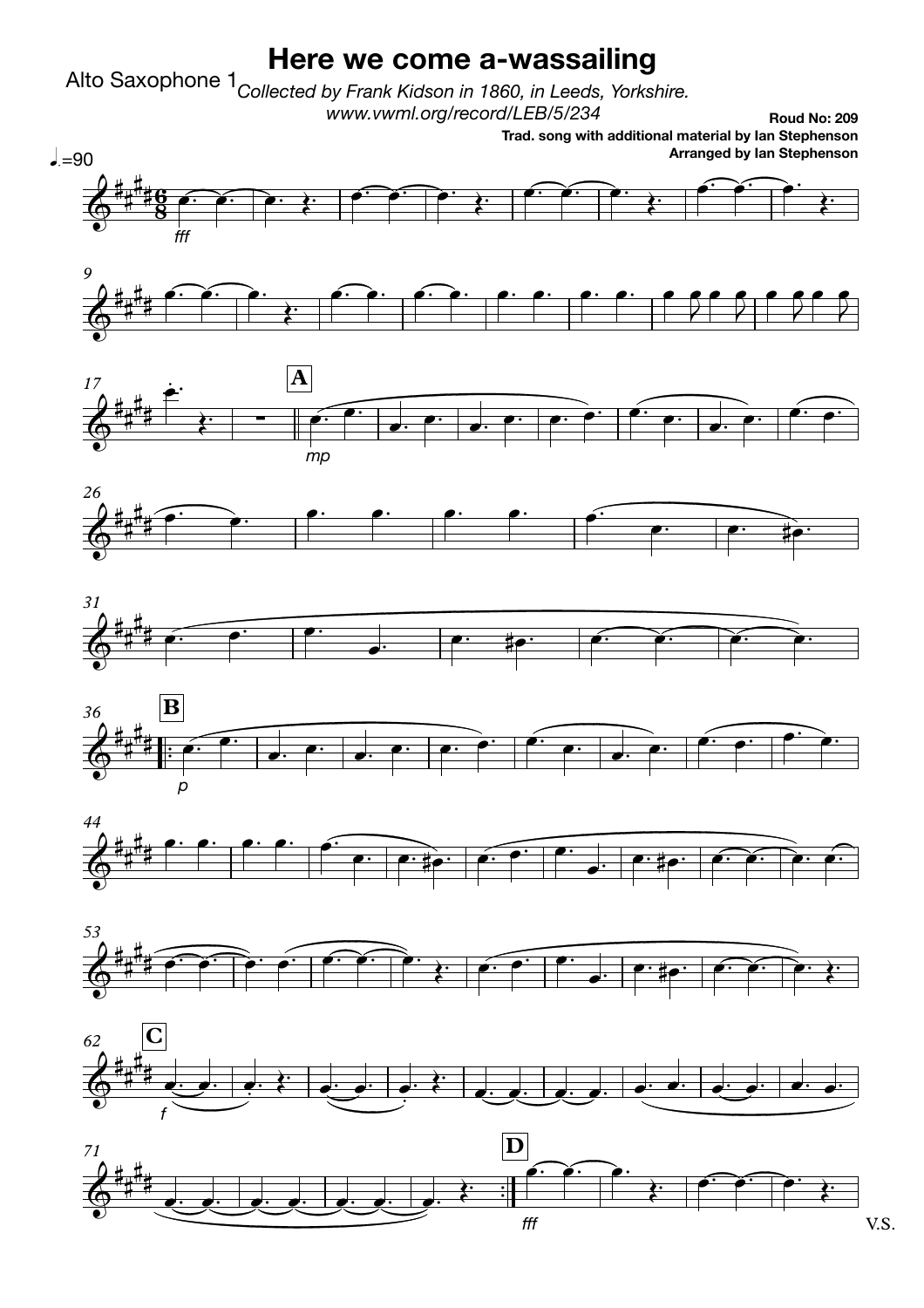# Here we come a-wassailing

Alto Saxophone 1

*Collected by Frank Kidson in 1860, in Leeds, Yorkshire.*
*www.vwml.org/record/LEB/5/234*

**Roud No: 209**
**Trad. song with additional material by Ian Stephenson**
**Arranged by Ian Stephenson**

♩.=90

V.S.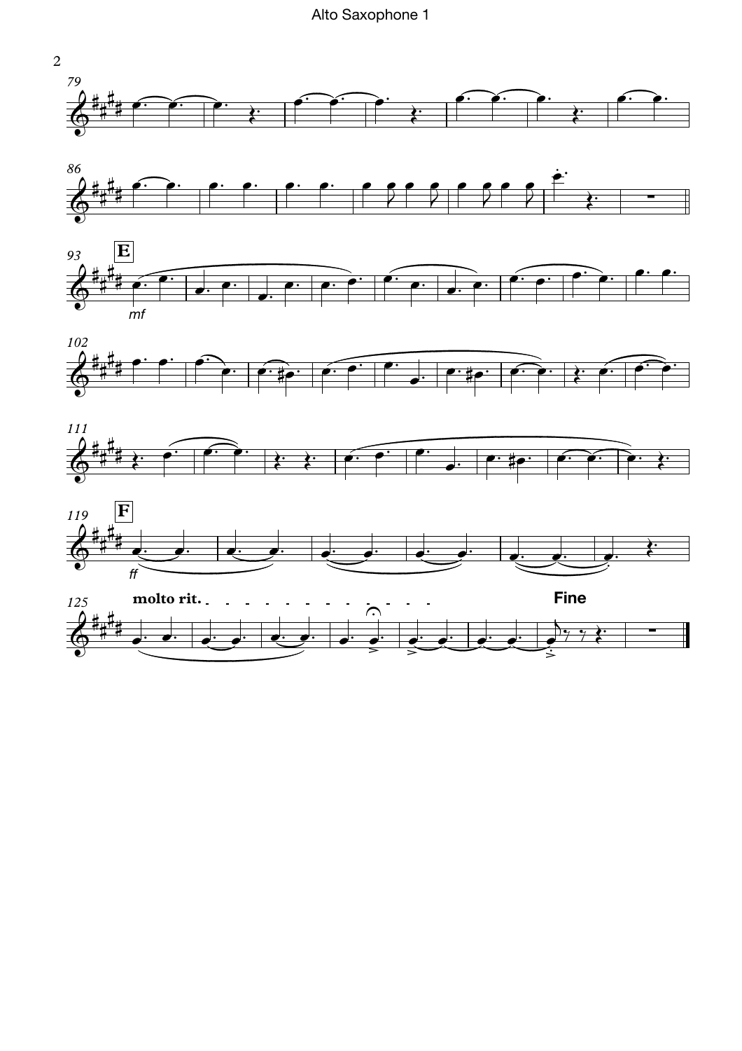Alto Saxophone 1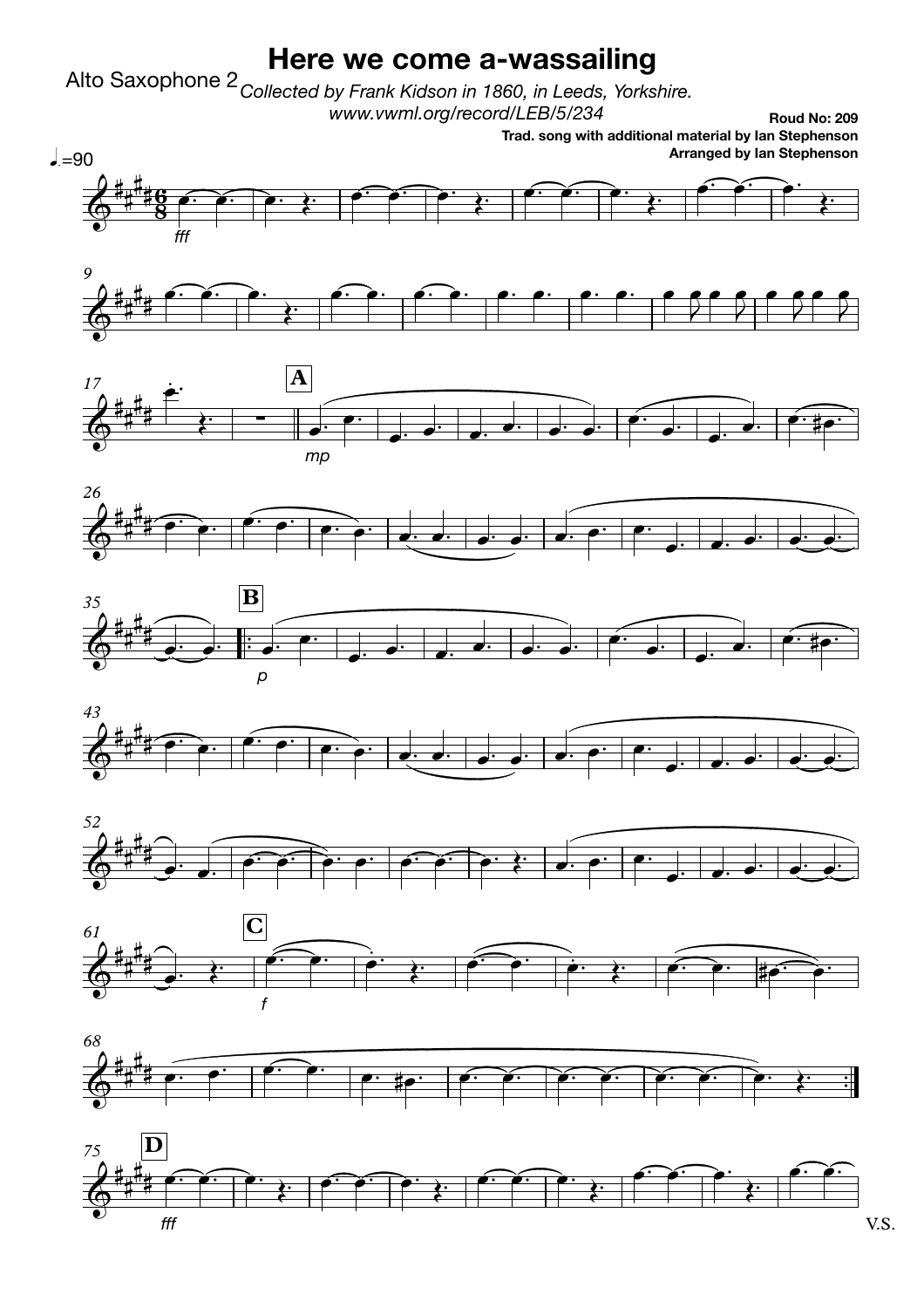# Here we come a-wassailing

Alto Saxophone 2

*Collected by Frank Kidson in 1860, in Leeds, Yorkshire.*
*www.vwml.org/record/LEB/5/234*

**Roud No: 209**
**Trad. song with additional material by Ian Stephenson**
**Arranged by Ian Stephenson**

V.S.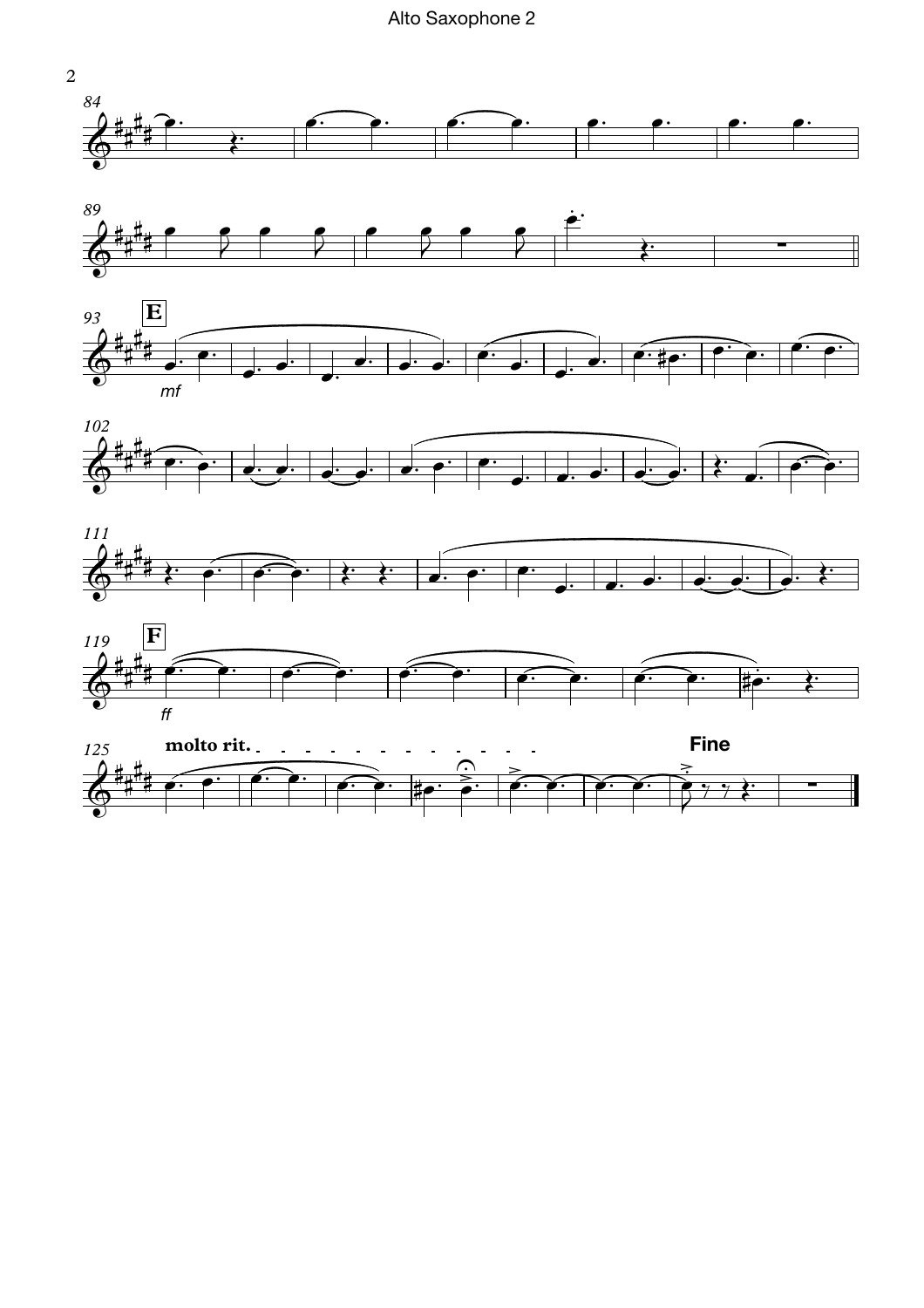Alto Saxophone 2

E

F

molto rit.

Fine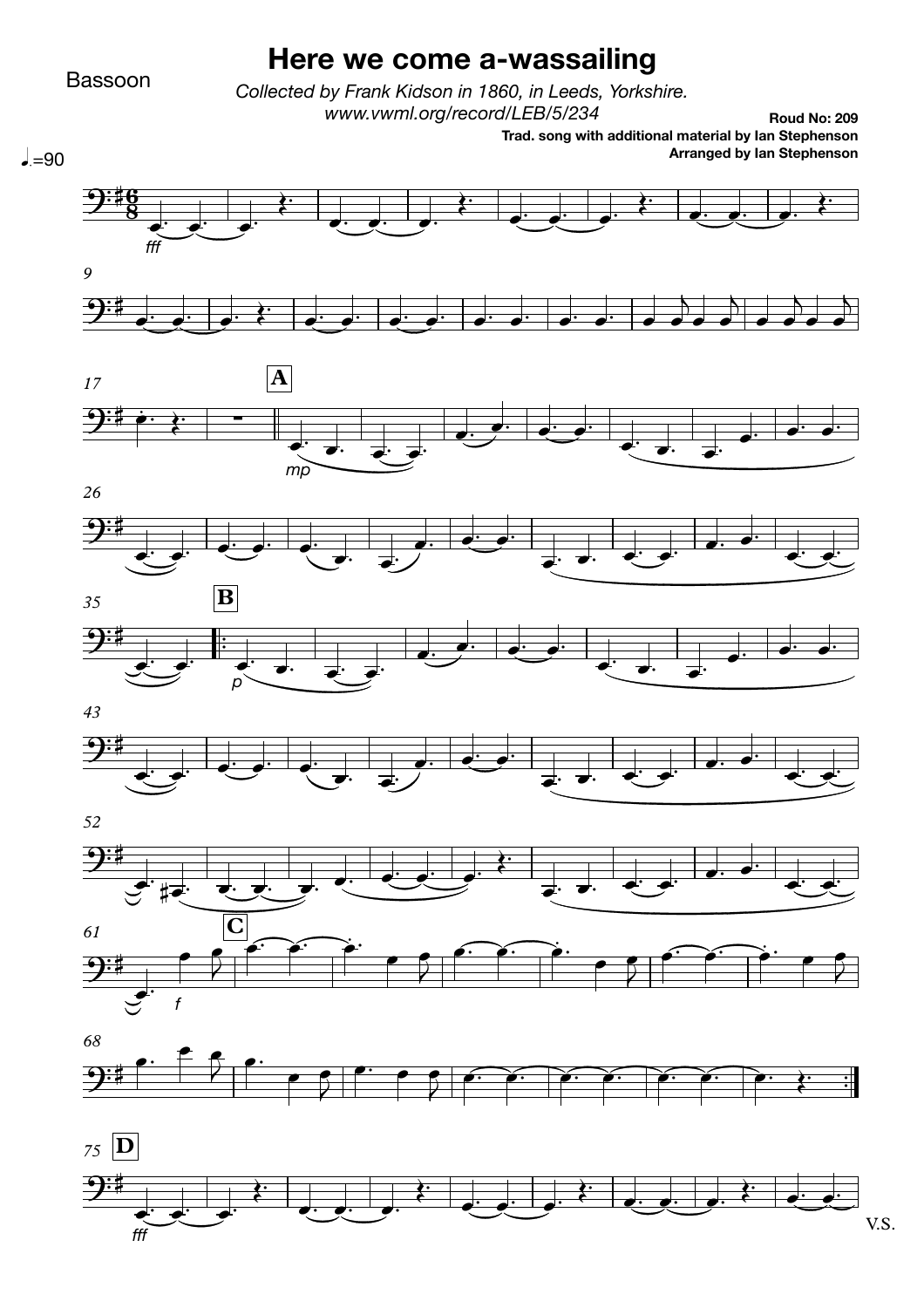Bassoon

# Here we come a-wassailing

*Collected by Frank Kidson in 1860, in Leeds, Yorkshire.*
*www.vwml.org/record/LEB/5/234*

**Roud No: 209**
**Trad. song with additional material by Ian Stephenson**
**Arranged by Ian Stephenson**

♩.=90

V.S.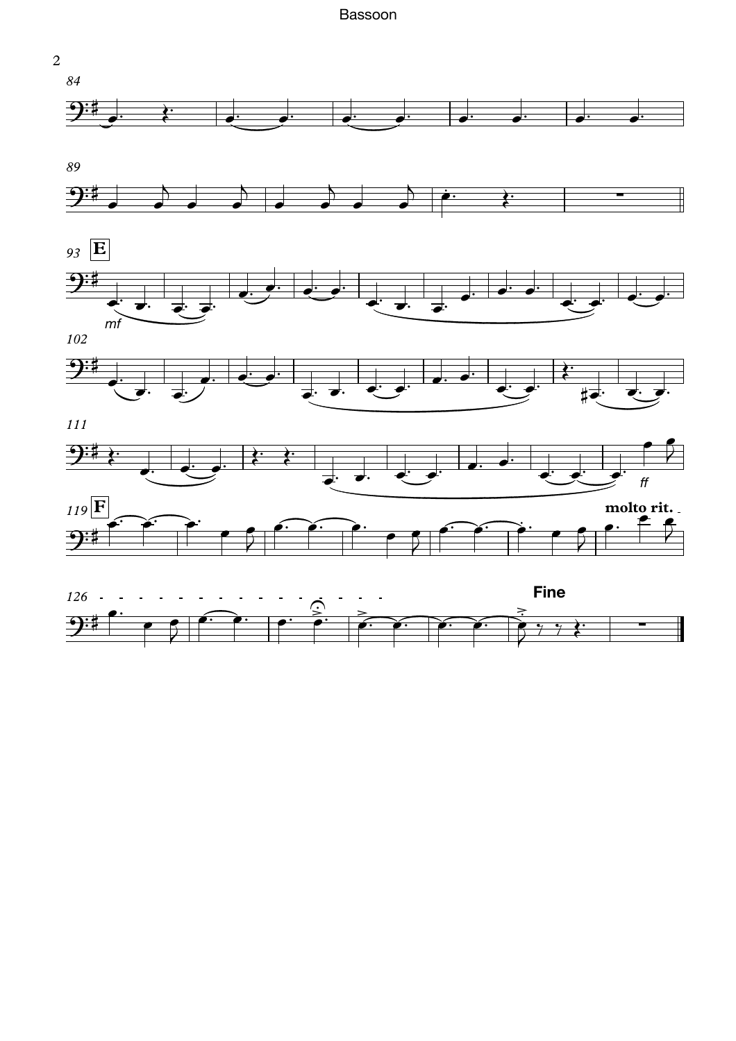Bassoon

84

89

**E**

93

*mf*

102

111

*ff*

**F**

119

**molto rit.**

126

**Fine**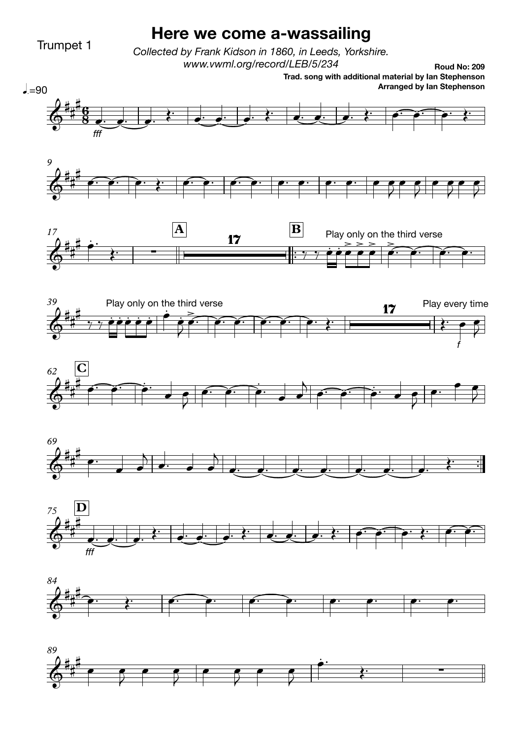Trumpet 1

# Here we come a-wassailing

*Collected by Frank Kidson in 1860, in Leeds, Yorkshire.*
*www.vwml.org/record/LEB/5/234*

**Roud No: 209**
**Trad. song with additional material by Ian Stephenson**
**Arranged by Ian Stephenson**

♩.=90

fff

A

17

B

Play only on the third verse

Play only on the third verse

17

Play every time

f

C

D

fff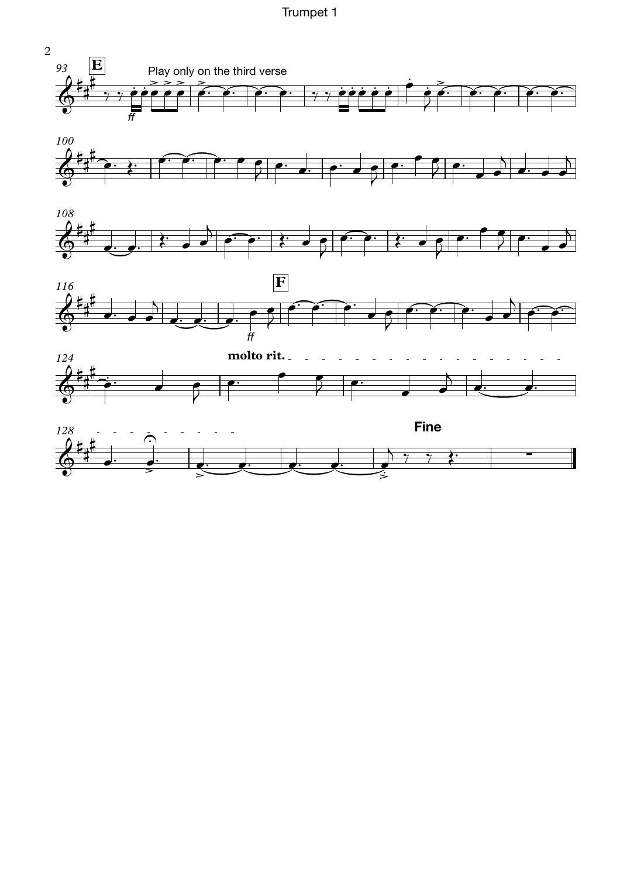Trumpet 1

**E**

Play only on the third verse

*ff*

**F**

*ff*

**molto rit.**

**Fine**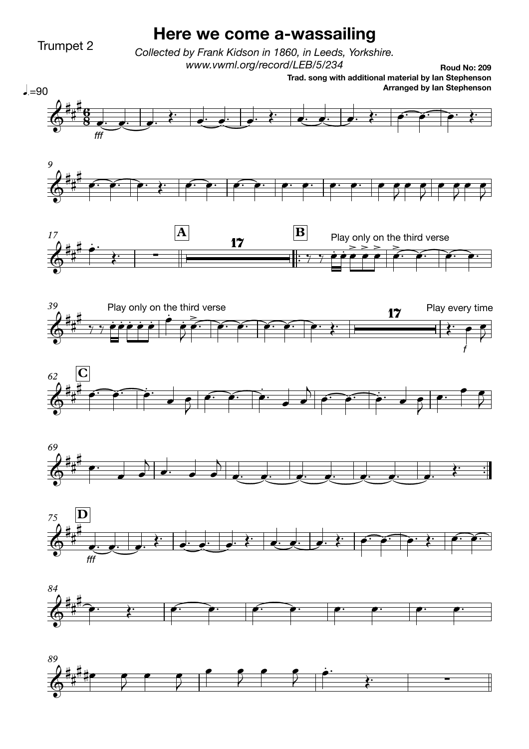Trumpet 2

# Here we come a-wassailing

*Collected by Frank Kidson in 1860, in Leeds, Yorkshire.*
*www.vwml.org/record/LEB/5/234*

**Roud No: 209**
**Trad. song with additional material by Ian Stephenson**
**Arranged by Ian Stephenson**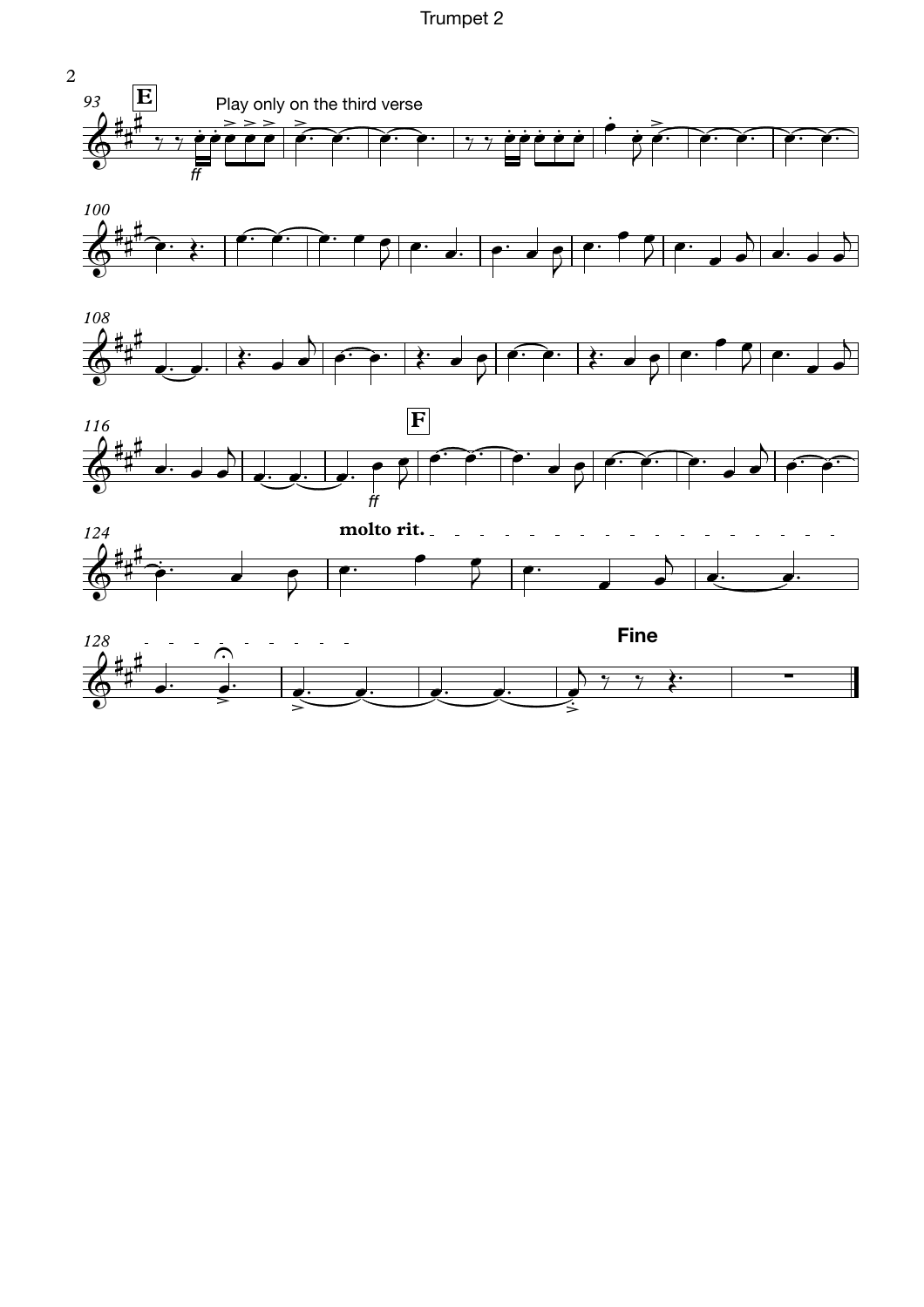Play only on the third verse

*ff*

*ff*

**molto rit.**

**Fine**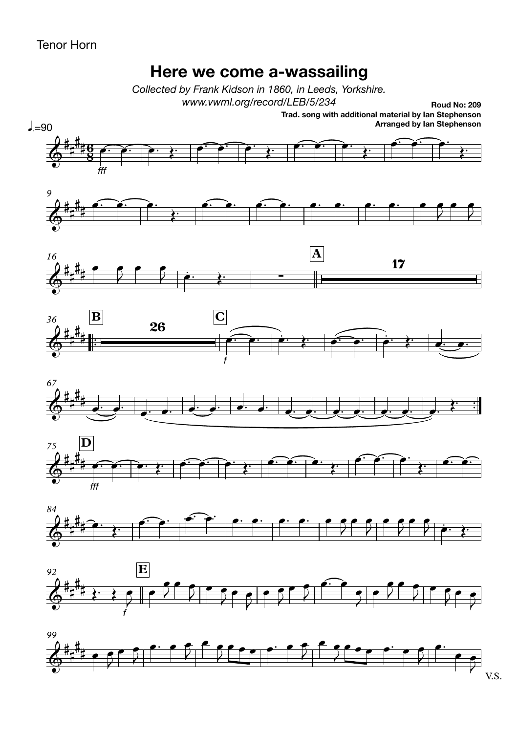Tenor Horn

# Here we come a-wassailing

*Collected by Frank Kidson in 1860, in Leeds, Yorkshire.*
*www.vwml.org/record/LEB/5/234*

**Roud No: 209**
**Trad. song with additional material by Ian Stephenson**
**Arranged by Ian Stephenson**

♩.=90

V.S.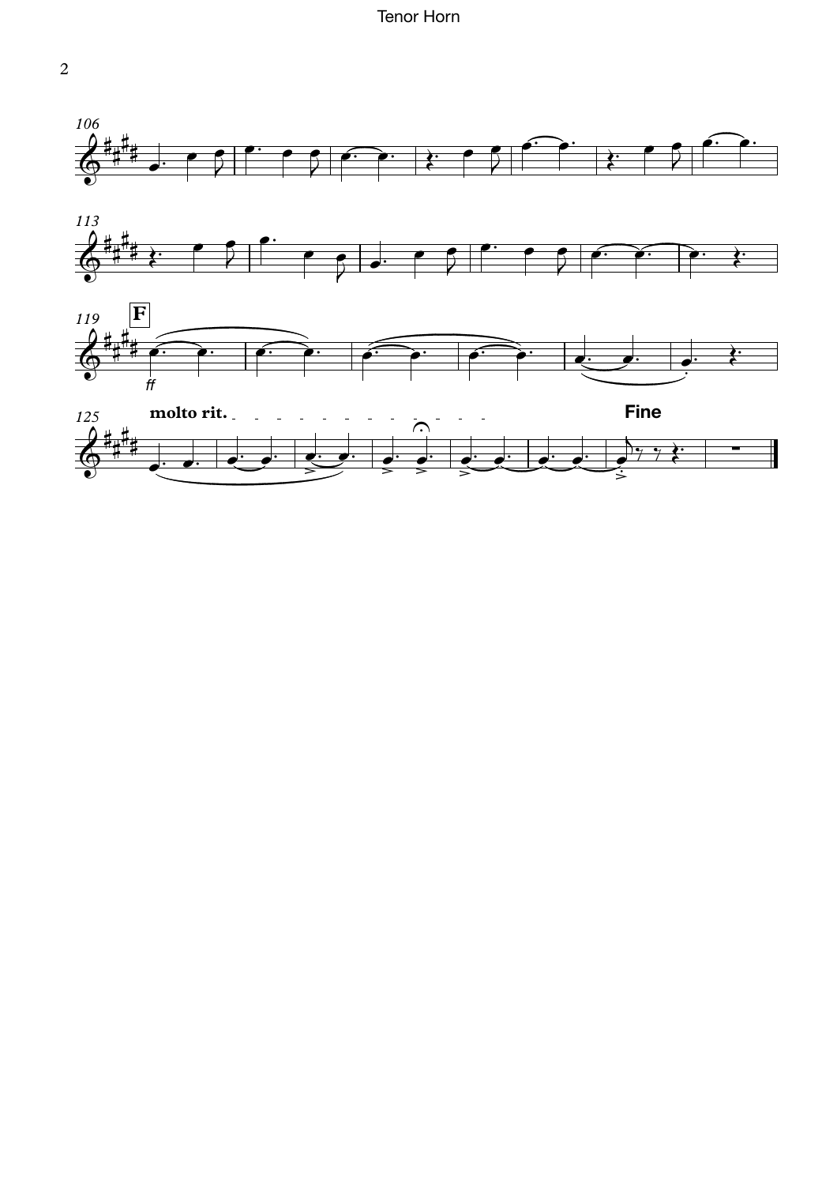**F**

*ff*

**molto rit.**

**Fine**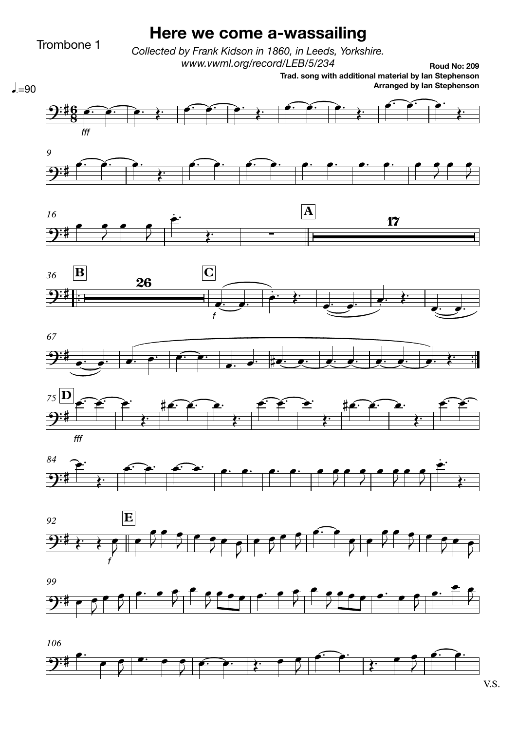Trombone 1

# Here we come a-wassailing

*Collected by Frank Kidson in 1860, in Leeds, Yorkshire.*
*www.vwml.org/record/LEB/5/234*

**Roud No: 209**
**Trad. song with additional material by Ian Stephenson**
**Arranged by Ian Stephenson**

V.S.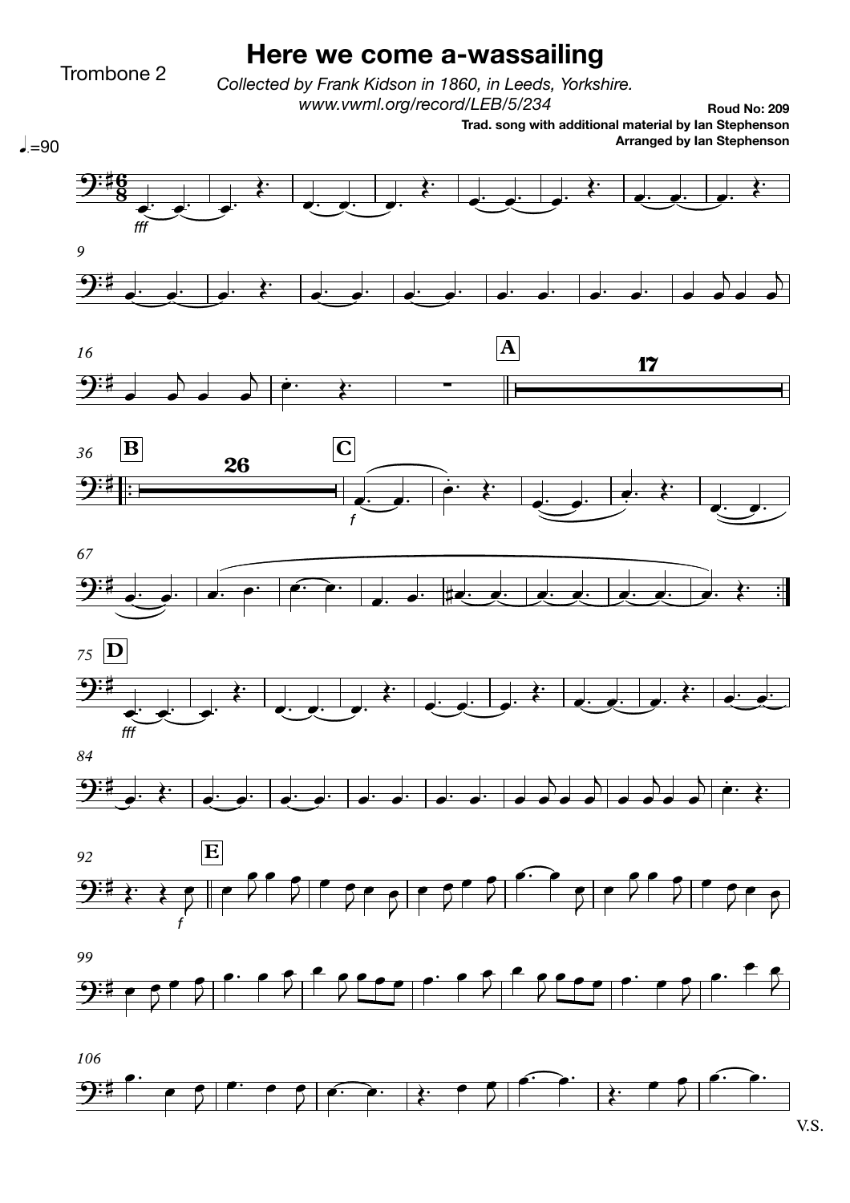Trombone 2

# Here we come a-wassailing

*Collected by Frank Kidson in 1860, in Leeds, Yorkshire.*
*www.vwml.org/record/LEB/5/234*

**Roud No: 209**
**Trad. song with additional material by Ian Stephenson**
**Arranged by Ian Stephenson**

♩.=90

V.S.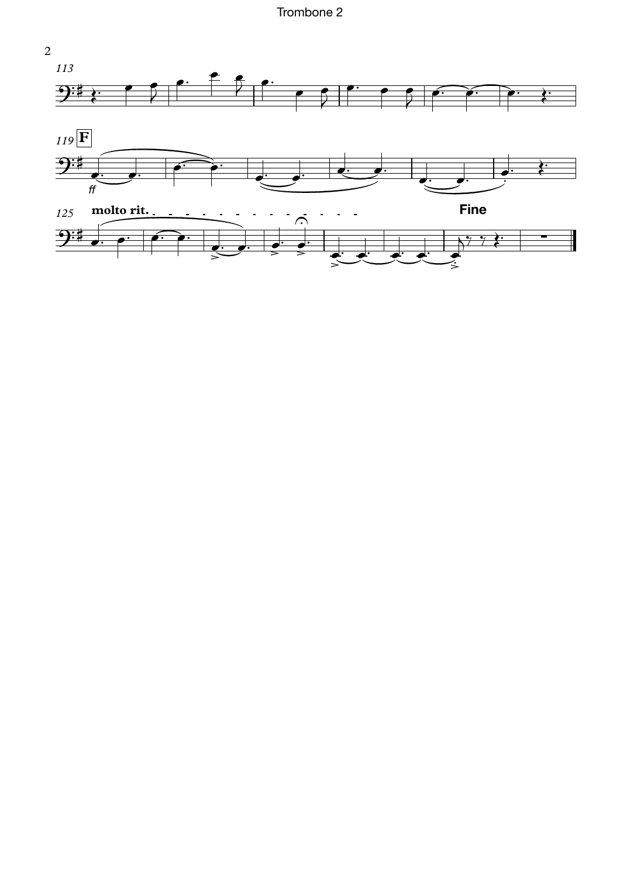113

119 **F**

*ff*

125 **molto rit.**

**Fine**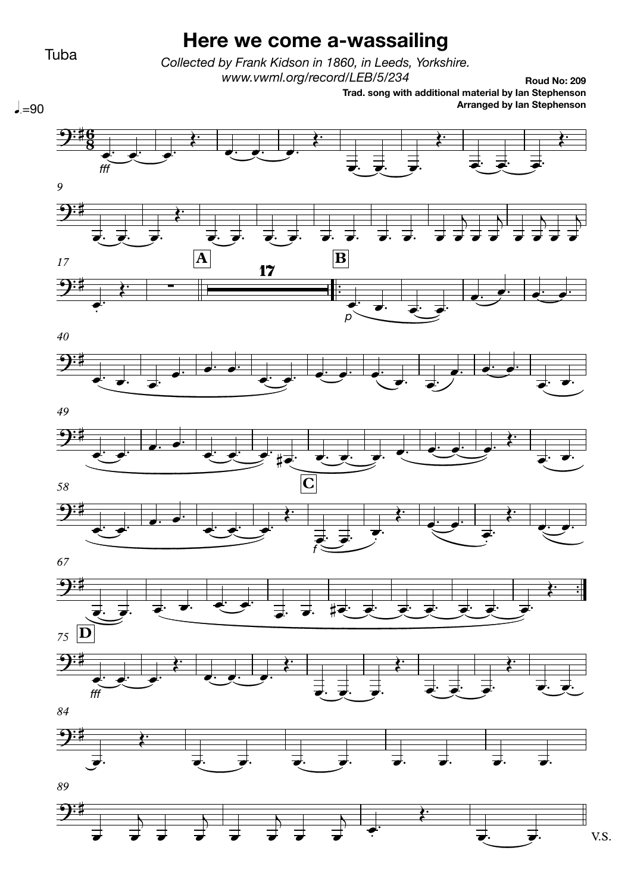Tuba

# Here we come a-wassailing

*Collected by Frank Kidson in 1860, in Leeds, Yorkshire.*
*www.vwml.org/record/LEB/5/234*

**Roud No: 209**
**Trad. song with additional material by Ian Stephenson**
**Arranged by Ian Stephenson**

♩.=90

V.S.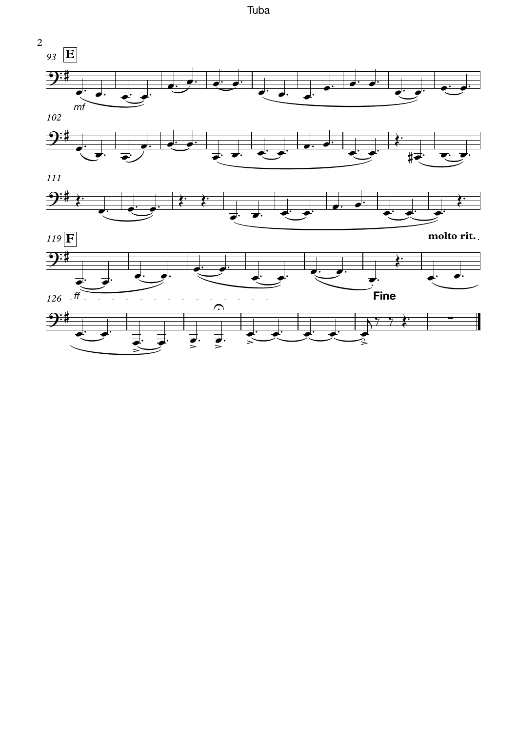Tuba

**E**

*mf*

**F**

*ff*

**molto rit.**

**Fine**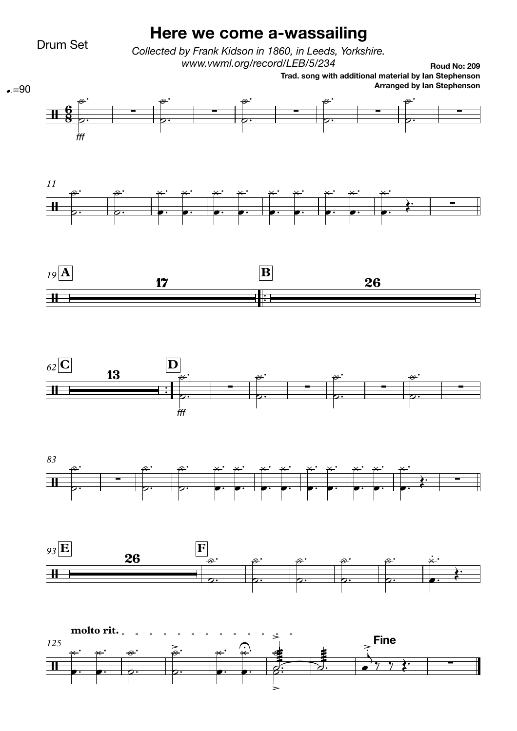Drum Set

# Here we come a-wassailing

*Collected by Frank Kidson in 1860, in Leeds, Yorkshire.*
*www.vwml.org/record/LEB/5/234*

**Roud No: 209**
**Trad. song with additional material by Ian Stephenson**
**Arranged by Ian Stephenson**

♩.=90

fff

11

19 **A** 17 **B** 26

62 **C** 13 **D**

fff

83

93 **E** 26 **F**

125 **molto rit.**

**Fine**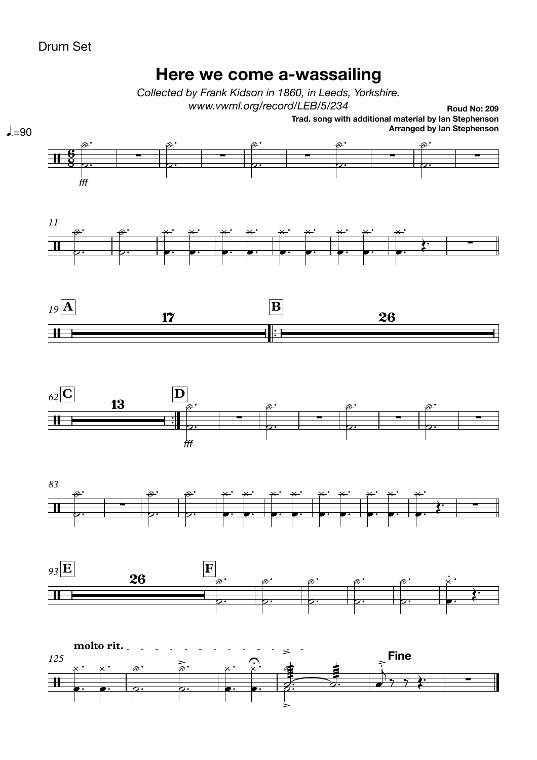Drum Set

# Here we come a-wassailing

*Collected by Frank Kidson in 1860, in Leeds, Yorkshire.*
*www.vwml.org/record/LEB/5/234*

**Roud No: 209**
**Trad. song with additional material by Ian Stephenson**
**Arranged by Ian Stephenson**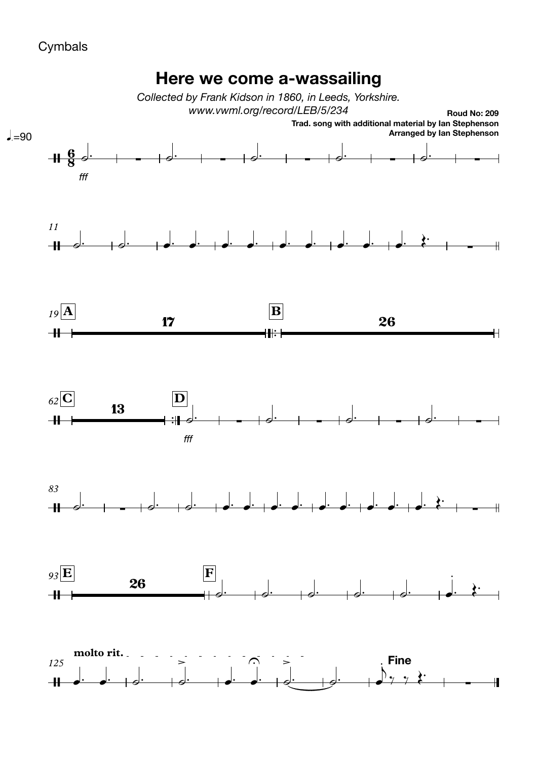Cymbals

# Here we come a-wassailing

*Collected by Frank Kidson in 1860, in Leeds, Yorkshire.*
*www.vwml.org/record/LEB/5/234*

**Roud No: 209**
**Trad. song with additional material by Ian Stephenson**
**Arranged by Ian Stephenson**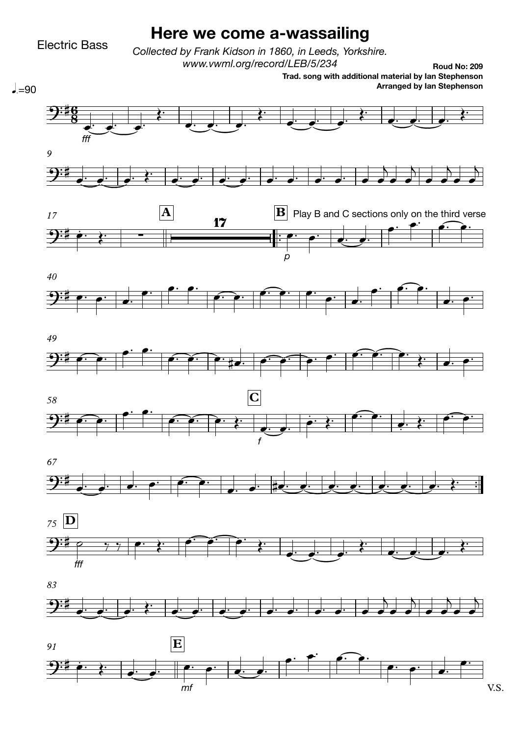Electric Bass

# Here we come a-wassailing

*Collected by Frank Kidson in 1860, in Leeds, Yorkshire.*
*www.vwml.org/record/LEB/5/234*

**Roud No: 209**
**Trad. song with additional material by Ian Stephenson**
**Arranged by Ian Stephenson**

♩.=90

fff

A

17

B Play B and C sections only on the third verse

p

C

f

D

fff

E

mf

V.S.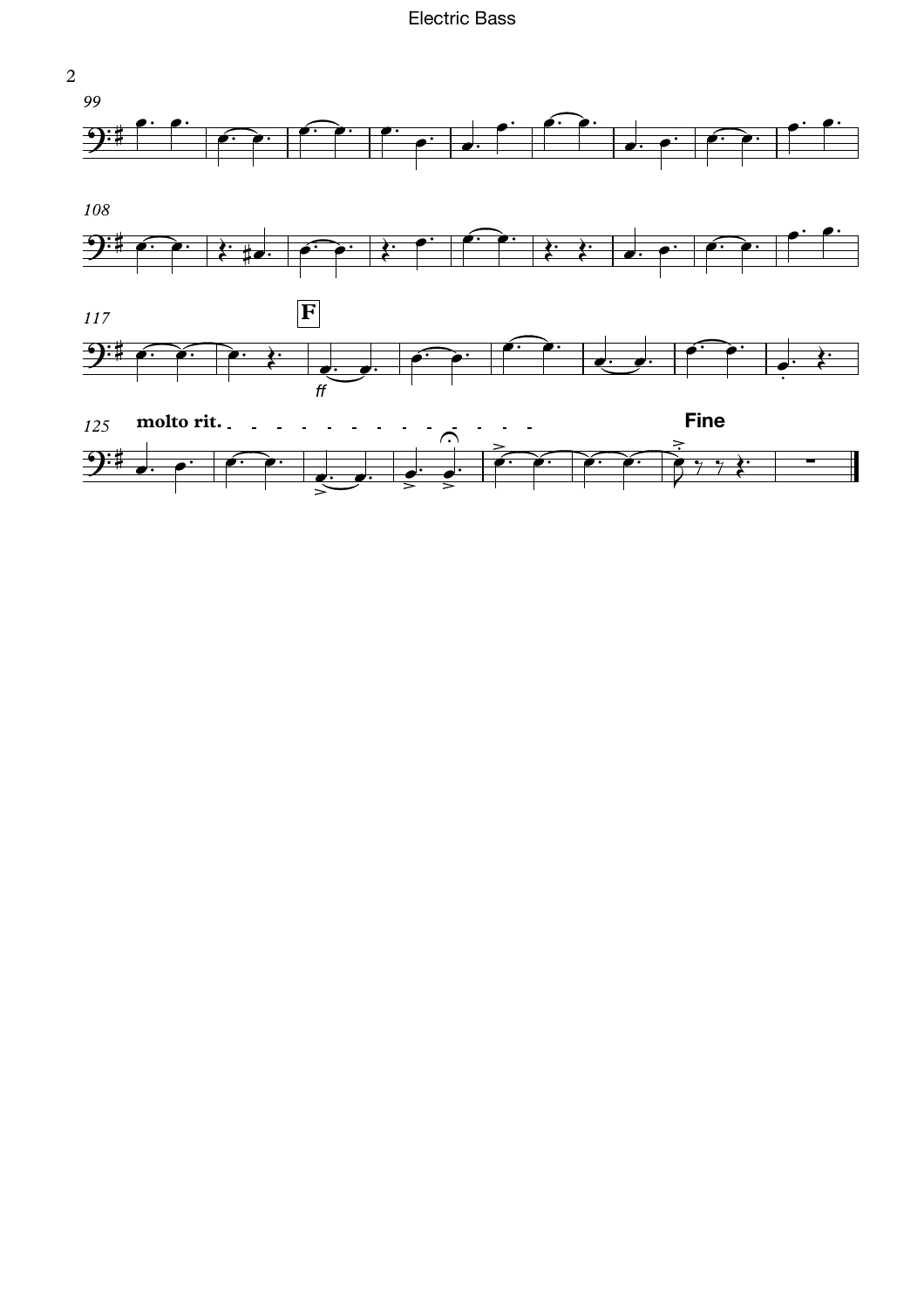99

108

117 **F** *ff*

125 **molto rit.** **Fine**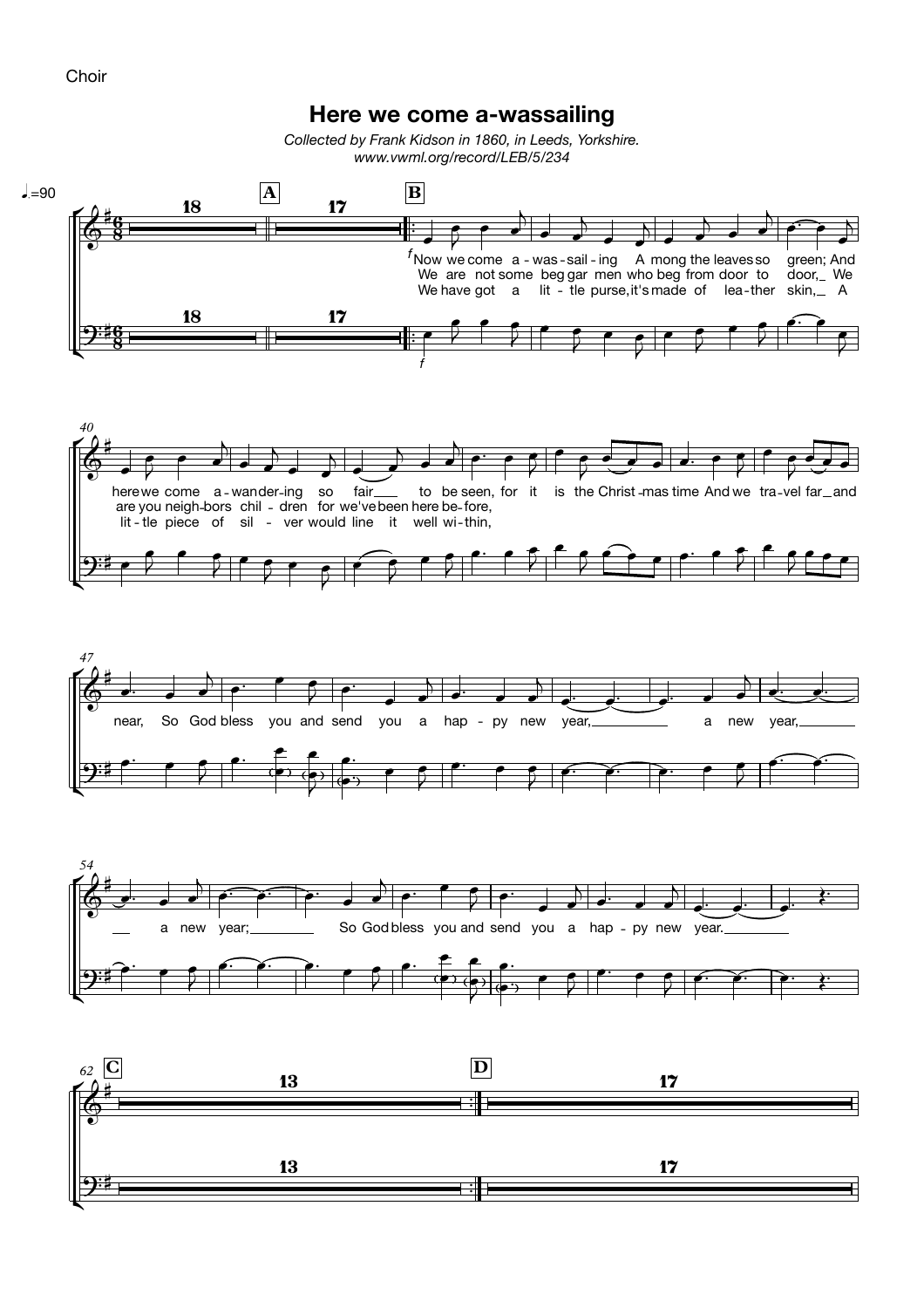Choir

# Here we come a-wassailing

*Collected by Frank Kidson in 1860, in Leeds, Yorkshire.*
*www.vwml.org/record/LEB/5/234*

♩.=90

**A** **B** **C** **D**

Now we come a-was-sail-ing A-mong the leaves so green; And here we come a-wan-der-ing so fair to be seen, for it is the Christ-mas time And we tra-vel far and near, So God bless you and send you a hap-py new year, a new year, a new year; So God bless you and send you a hap-py new year.

We are not some beg-gar men who beg from door to door, We are you neigh-bors chil-dren for we've been here be-fore,

We have got a lit-tle purse, it's made of lea-ther skin, A lit-tle piece of sil-ver would line it well wi-thin,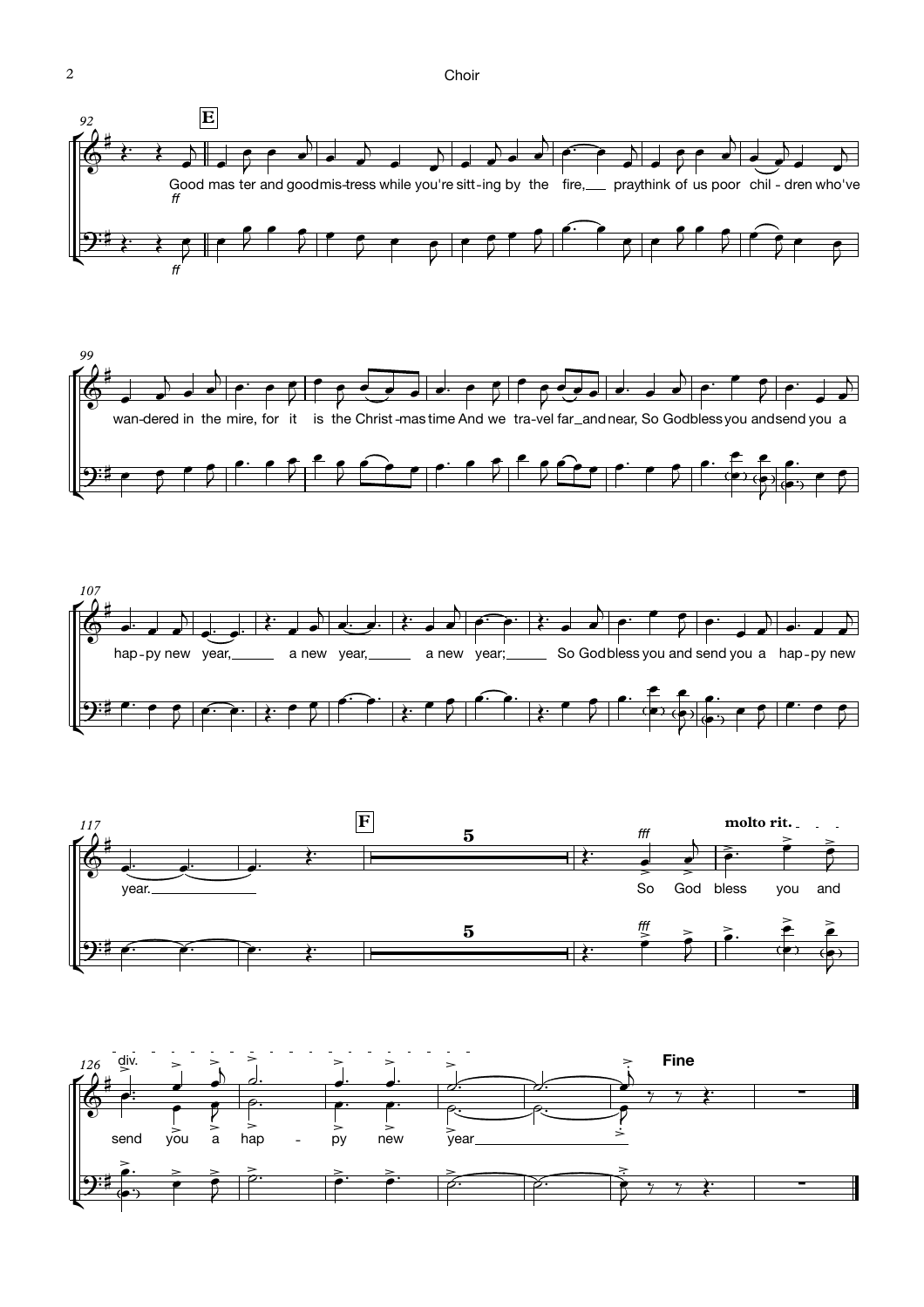Choir

Good mas ter and good mis-tress while you're sitt-ing by the fire, pray think of us poor chil - dren who've

wan-dered in the mire, for it is the Christ-mas time And we tra-vel far and near, So God bless you and send you a

hap-py new year, a new year, a new year; So God bless you and send you a hap-py new

year. So God bless you and

send you a hap - py new year

Fine